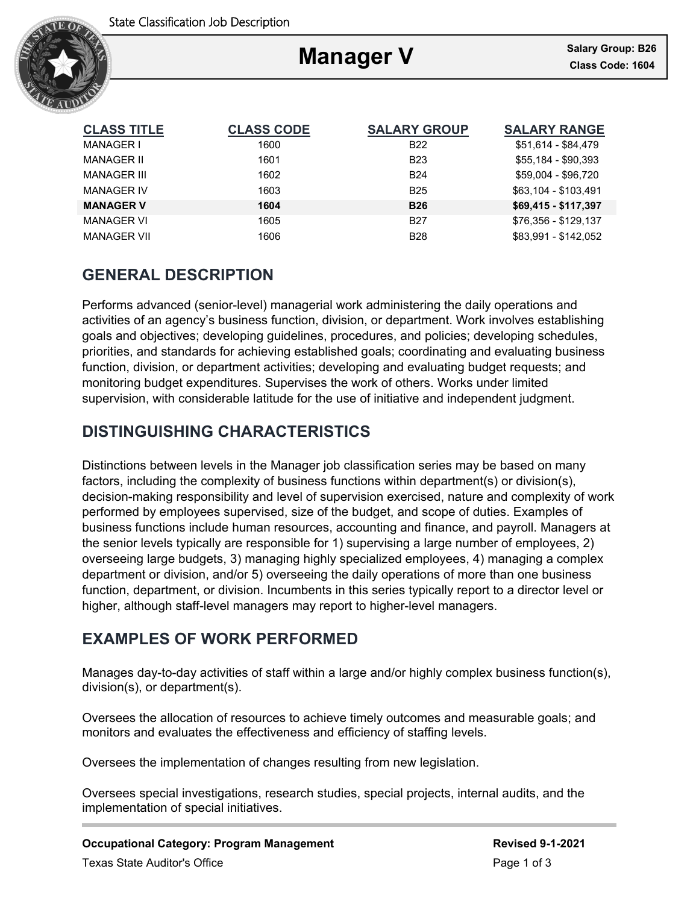State Classification Job Description

# Manager V

**Salary Group: B26**
**Class Code: 1604**

| CLASS TITLE | CLASS CODE | SALARY GROUP | SALARY RANGE |
|---|---|---|---|
| MANAGER I | 1600 | B22 | $51,614 - $84,479 |
| MANAGER II | 1601 | B23 | $55,184 - $90,393 |
| MANAGER III | 1602 | B24 | $59,004 - $96,720 |
| MANAGER IV | 1603 | B25 | $63,104 - $103,491 |
| **MANAGER V** | **1604** | **B26** | **$69,415 - $117,397** |
| MANAGER VI | 1605 | B27 | $76,356 - $129,137 |
| MANAGER VII | 1606 | B28 | $83,991 - $142,052 |

## GENERAL DESCRIPTION

Performs advanced (senior-level) managerial work administering the daily operations and activities of an agency's business function, division, or department. Work involves establishing goals and objectives; developing guidelines, procedures, and policies; developing schedules, priorities, and standards for achieving established goals; coordinating and evaluating business function, division, or department activities; developing and evaluating budget requests; and monitoring budget expenditures. Supervises the work of others. Works under limited supervision, with considerable latitude for the use of initiative and independent judgment.

## DISTINGUISHING CHARACTERISTICS

Distinctions between levels in the Manager job classification series may be based on many factors, including the complexity of business functions within department(s) or division(s), decision-making responsibility and level of supervision exercised, nature and complexity of work performed by employees supervised, size of the budget, and scope of duties. Examples of business functions include human resources, accounting and finance, and payroll. Managers at the senior levels typically are responsible for 1) supervising a large number of employees, 2) overseeing large budgets, 3) managing highly specialized employees, 4) managing a complex department or division, and/or 5) overseeing the daily operations of more than one business function, department, or division. Incumbents in this series typically report to a director level or higher, although staff-level managers may report to higher-level managers.

## EXAMPLES OF WORK PERFORMED

Manages day-to-day activities of staff within a large and/or highly complex business function(s), division(s), or department(s).

Oversees the allocation of resources to achieve timely outcomes and measurable goals; and monitors and evaluates the effectiveness and efficiency of staffing levels.

Oversees the implementation of changes resulting from new legislation.

Oversees special investigations, research studies, special projects, internal audits, and the implementation of special initiatives.

**Occupational Category: Program Management** | **Revised 9-1-2021**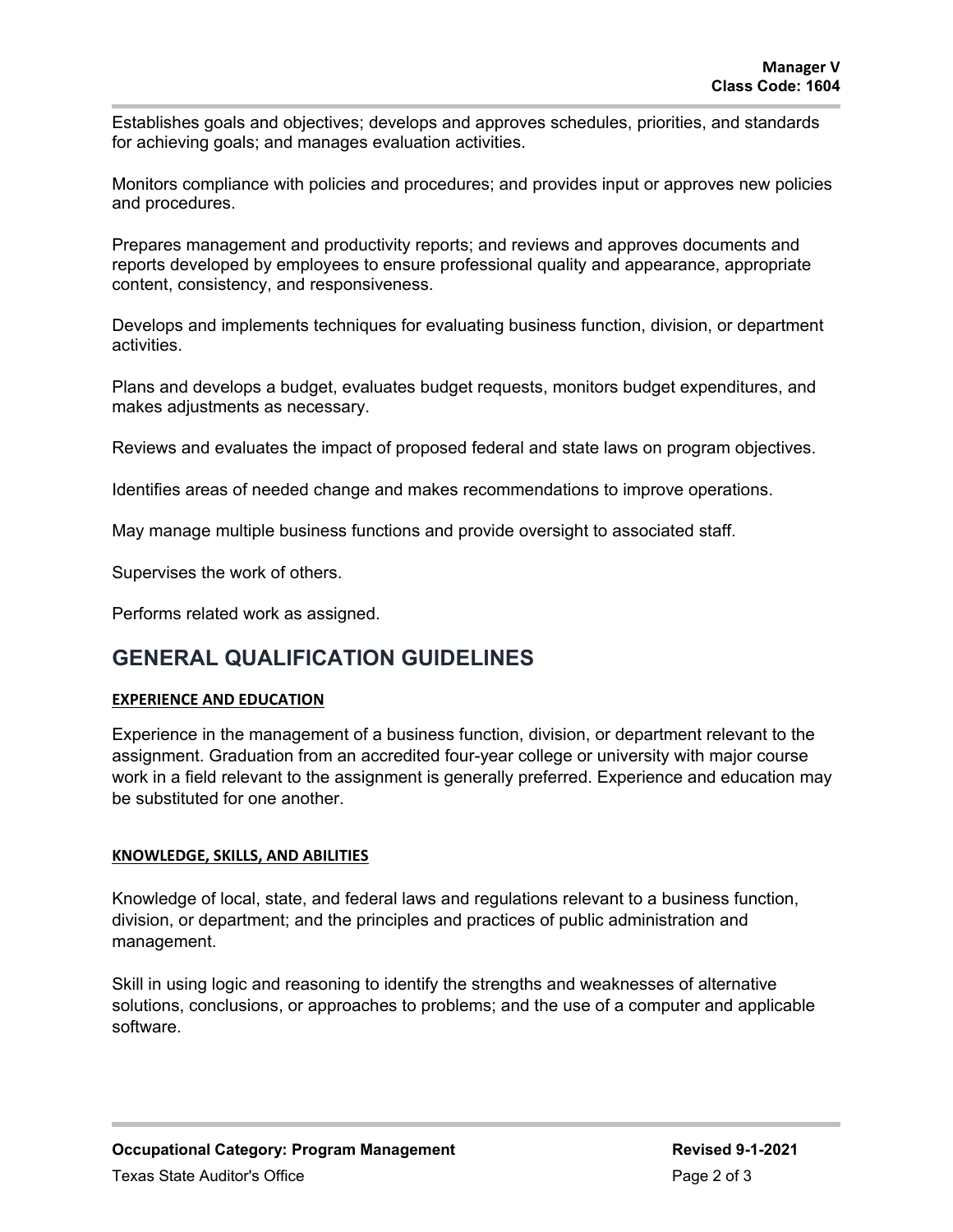Establishes goals and objectives; develops and approves schedules, priorities, and standards for achieving goals; and manages evaluation activities.

Monitors compliance with policies and procedures; and provides input or approves new policies and procedures.

Prepares management and productivity reports; and reviews and approves documents and reports developed by employees to ensure professional quality and appearance, appropriate content, consistency, and responsiveness.

Develops and implements techniques for evaluating business function, division, or department activities.

Plans and develops a budget, evaluates budget requests, monitors budget expenditures, and makes adjustments as necessary.

Reviews and evaluates the impact of proposed federal and state laws on program objectives.

Identifies areas of needed change and makes recommendations to improve operations.

May manage multiple business functions and provide oversight to associated staff.

Supervises the work of others.

Performs related work as assigned.

## GENERAL QUALIFICATION GUIDELINES

### EXPERIENCE AND EDUCATION

Experience in the management of a business function, division, or department relevant to the assignment. Graduation from an accredited four-year college or university with major course work in a field relevant to the assignment is generally preferred. Experience and education may be substituted for one another.

### KNOWLEDGE, SKILLS, AND ABILITIES

Knowledge of local, state, and federal laws and regulations relevant to a business function, division, or department; and the principles and practices of public administration and management.

Skill in using logic and reasoning to identify the strengths and weaknesses of alternative solutions, conclusions, or approaches to problems; and the use of a computer and applicable software.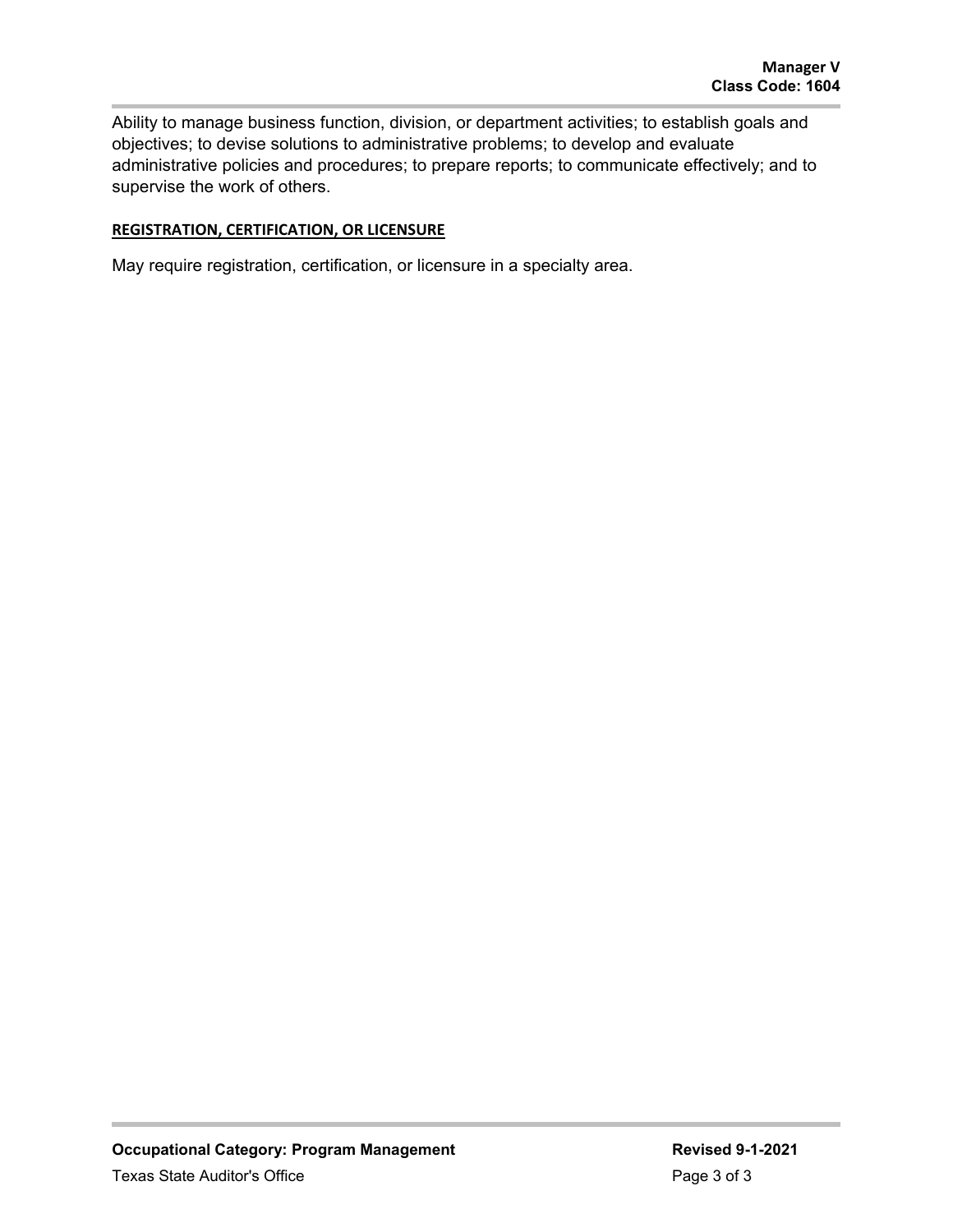Ability to manage business function, division, or department activities; to establish goals and objectives; to devise solutions to administrative problems; to develop and evaluate administrative policies and procedures; to prepare reports; to communicate effectively; and to supervise the work of others.

## REGISTRATION, CERTIFICATION, OR LICENSURE

May require registration, certification, or licensure in a specialty area.